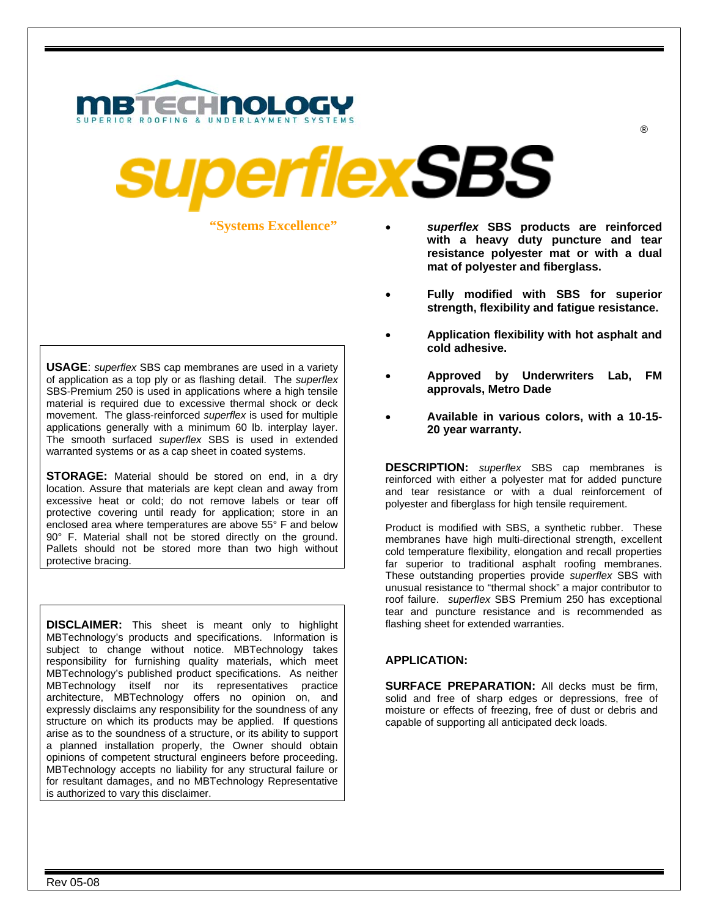MBTECHNOLOGY
SUPERIOR ROOFING & UNDERLAYMENT SYSTEMS

®

# superflexSBS

**"Systems Excellence"**

- ***superflex* SBS products are reinforced with a heavy duty puncture and tear resistance polyester mat or with a dual mat of polyester and fiberglass.**
- **Fully modified with SBS for superior strength, flexibility and fatigue resistance.**
- **Application flexibility with hot asphalt and cold adhesive.**
- **Approved by Underwriters Lab, FM approvals, Metro Dade**
- **Available in various colors, with a 10-15-20 year warranty.**

**USAGE**: *superflex* SBS cap membranes are used in a variety of application as a top ply or as flashing detail. The *superflex* SBS-Premium 250 is used in applications where a high tensile material is required due to excessive thermal shock or deck movement. The glass-reinforced *superflex* is used for multiple applications generally with a minimum 60 lb. interplay layer. The smooth surfaced *superflex* SBS is used in extended warranted systems or as a cap sheet in coated systems.

**STORAGE:** Material should be stored on end, in a dry location. Assure that materials are kept clean and away from excessive heat or cold; do not remove labels or tear off protective covering until ready for application; store in an enclosed area where temperatures are above 55° F and below 90° F. Material shall not be stored directly on the ground. Pallets should not be stored more than two high without protective bracing.

**DISCLAIMER:** This sheet is meant only to highlight MBTechnology's products and specifications. Information is subject to change without notice. MBTechnology takes responsibility for furnishing quality materials, which meet MBTechnology's published product specifications. As neither MBTechnology itself nor its representatives practice architecture, MBTechnology offers no opinion on, and expressly disclaims any responsibility for the soundness of any structure on which its products may be applied. If questions arise as to the soundness of a structure, or its ability to support a planned installation properly, the Owner should obtain opinions of competent structural engineers before proceeding. MBTechnology accepts no liability for any structural failure or for resultant damages, and no MBTechnology Representative is authorized to vary this disclaimer.

**DESCRIPTION:** *superflex* SBS cap membranes is reinforced with either a polyester mat for added puncture and tear resistance or with a dual reinforcement of polyester and fiberglass for high tensile requirement.

Product is modified with SBS, a synthetic rubber. These membranes have high multi-directional strength, excellent cold temperature flexibility, elongation and recall properties far superior to traditional asphalt roofing membranes. These outstanding properties provide *superflex* SBS with unusual resistance to "thermal shock" a major contributor to roof failure. *superflex* SBS Premium 250 has exceptional tear and puncture resistance and is recommended as flashing sheet for extended warranties.

**APPLICATION:**

**SURFACE PREPARATION:** All decks must be firm, solid and free of sharp edges or depressions, free of moisture or effects of freezing, free of dust or debris and capable of supporting all anticipated deck loads.

Rev 05-08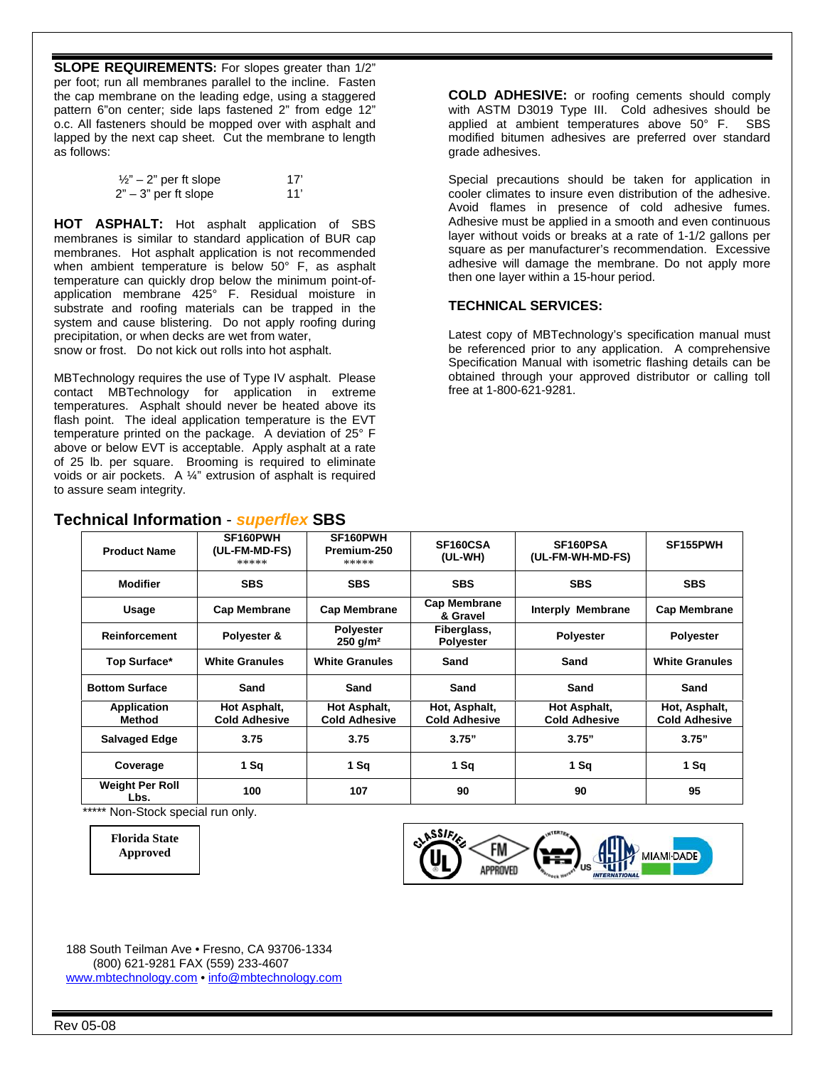**SLOPE REQUIREMENTS:** For slopes greater than 1/2" per foot; run all membranes parallel to the incline. Fasten the cap membrane on the leading edge, using a staggered pattern 6"on center; side laps fastened 2" from edge 12" o.c. All fasteners should be mopped over with asphalt and lapped by the next cap sheet. Cut the membrane to length as follows:

| | |
|---|---|
| ½" – 2" per ft slope | 17' |
| 2" – 3" per ft slope | 11' |

**HOT ASPHALT:** Hot asphalt application of SBS membranes is similar to standard application of BUR cap membranes. Hot asphalt application is not recommended when ambient temperature is below 50° F, as asphalt temperature can quickly drop below the minimum point-of-application membrane 425° F. Residual moisture in substrate and roofing materials can be trapped in the system and cause blistering. Do not apply roofing during precipitation, or when decks are wet from water, snow or frost. Do not kick out rolls into hot asphalt.

MBTechnology requires the use of Type IV asphalt. Please contact MBTechnology for application in extreme temperatures. Asphalt should never be heated above its flash point. The ideal application temperature is the EVT temperature printed on the package. A deviation of 25° F above or below EVT is acceptable. Apply asphalt at a rate of 25 lb. per square. Brooming is required to eliminate voids or air pockets. A ¼" extrusion of asphalt is required to assure seam integrity.

**COLD ADHESIVE:** or roofing cements should comply with ASTM D3019 Type III. Cold adhesives should be applied at ambient temperatures above 50° F. SBS modified bitumen adhesives are preferred over standard grade adhesives.

Special precautions should be taken for application in cooler climates to insure even distribution of the adhesive. Avoid flames in presence of cold adhesive fumes. Adhesive must be applied in a smooth and even continuous layer without voids or breaks at a rate of 1-1/2 gallons per square as per manufacturer's recommendation. Excessive adhesive will damage the membrane. Do not apply more then one layer within a 15-hour period.

**TECHNICAL SERVICES:**

Latest copy of MBTechnology's specification manual must be referenced prior to any application. A comprehensive Specification Manual with isometric flashing details can be obtained through your approved distributor or calling toll free at 1-800-621-9281.

## Technical Information - *superflex* SBS

| Product Name | SF160PWH (UL-FM-MD-FS) ***** | SF160PWH Premium-250 ***** | SF160CSA (UL-WH) | SF160PSA (UL-FM-WH-MD-FS) | SF155PWH |
|---|---|---|---|---|---|
| Modifier | SBS | SBS | SBS | SBS | SBS |
| Usage | Cap Membrane | Cap Membrane | Cap Membrane & Gravel | Interply Membrane | Cap Membrane |
| Reinforcement | Polyester & | Polyester 250 g/m² | Fiberglass, Polyester | Polyester | Polyester |
| Top Surface* | White Granules | White Granules | Sand | Sand | White Granules |
| Bottom Surface | Sand | Sand | Sand | Sand | Sand |
| Application Method | Hot Asphalt, Cold Adhesive | Hot Asphalt, Cold Adhesive | Hot, Asphalt, Cold Adhesive | Hot Asphalt, Cold Adhesive | Hot, Asphalt, Cold Adhesive |
| Salvaged Edge | 3.75 | 3.75 | 3.75" | 3.75" | 3.75" |
| Coverage | 1 Sq | 1 Sq | 1 Sq | 1 Sq | 1 Sq |
| Weight Per Roll Lbs. | 100 | 107 | 90 | 90 | 95 |

***** Non-Stock special run only.

**Florida State Approved**

188 South Teilman Ave • Fresno, CA 93706-1334
(800) 621-9281 FAX (559) 233-4607
www.mbtechnology.com • info@mbtechnology.com

Rev 05-08